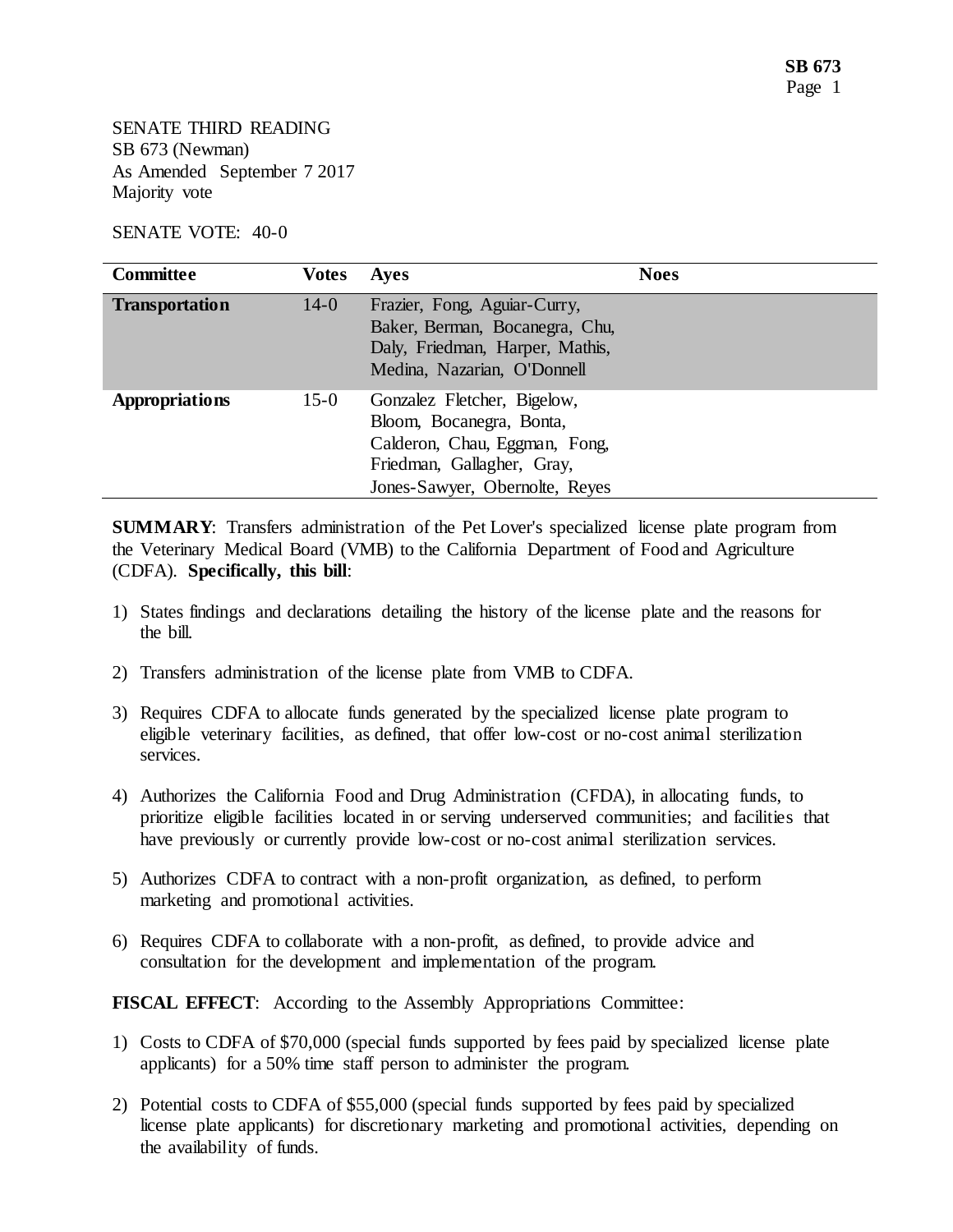SENATE THIRD READING
SB 673 (Newman)
As Amended September 7 2017
Majority vote

SENATE VOTE: 40-0

| Committee | Votes | Ayes | Noes |
| --- | --- | --- | --- |
| **Transportation** | 14-0 | Frazier, Fong, Aguiar-Curry, Baker, Berman, Bocanegra, Chu, Daly, Friedman, Harper, Mathis, Medina, Nazarian, O'Donnell | |
| **Appropriations** | 15-0 | Gonzalez Fletcher, Bigelow, Bloom, Bocanegra, Bonta, Calderon, Chau, Eggman, Fong, Friedman, Gallagher, Gray, Jones-Sawyer, Obernolte, Reyes | |

**SUMMARY**: Transfers administration of the Pet Lover's specialized license plate program from the Veterinary Medical Board (VMB) to the California Department of Food and Agriculture (CDFA). **Specifically, this bill**:

1) States findings and declarations detailing the history of the license plate and the reasons for the bill.

2) Transfers administration of the license plate from VMB to CDFA.

3) Requires CDFA to allocate funds generated by the specialized license plate program to eligible veterinary facilities, as defined, that offer low-cost or no-cost animal sterilization services.

4) Authorizes the California Food and Drug Administration (CFDA), in allocating funds, to prioritize eligible facilities located in or serving underserved communities; and facilities that have previously or currently provide low-cost or no-cost animal sterilization services.

5) Authorizes CDFA to contract with a non-profit organization, as defined, to perform marketing and promotional activities.

6) Requires CDFA to collaborate with a non-profit, as defined, to provide advice and consultation for the development and implementation of the program.

**FISCAL EFFECT**: According to the Assembly Appropriations Committee:

1) Costs to CDFA of $70,000 (special funds supported by fees paid by specialized license plate applicants) for a 50% time staff person to administer the program.

2) Potential costs to CDFA of $55,000 (special funds supported by fees paid by specialized license plate applicants) for discretionary marketing and promotional activities, depending on the availability of funds.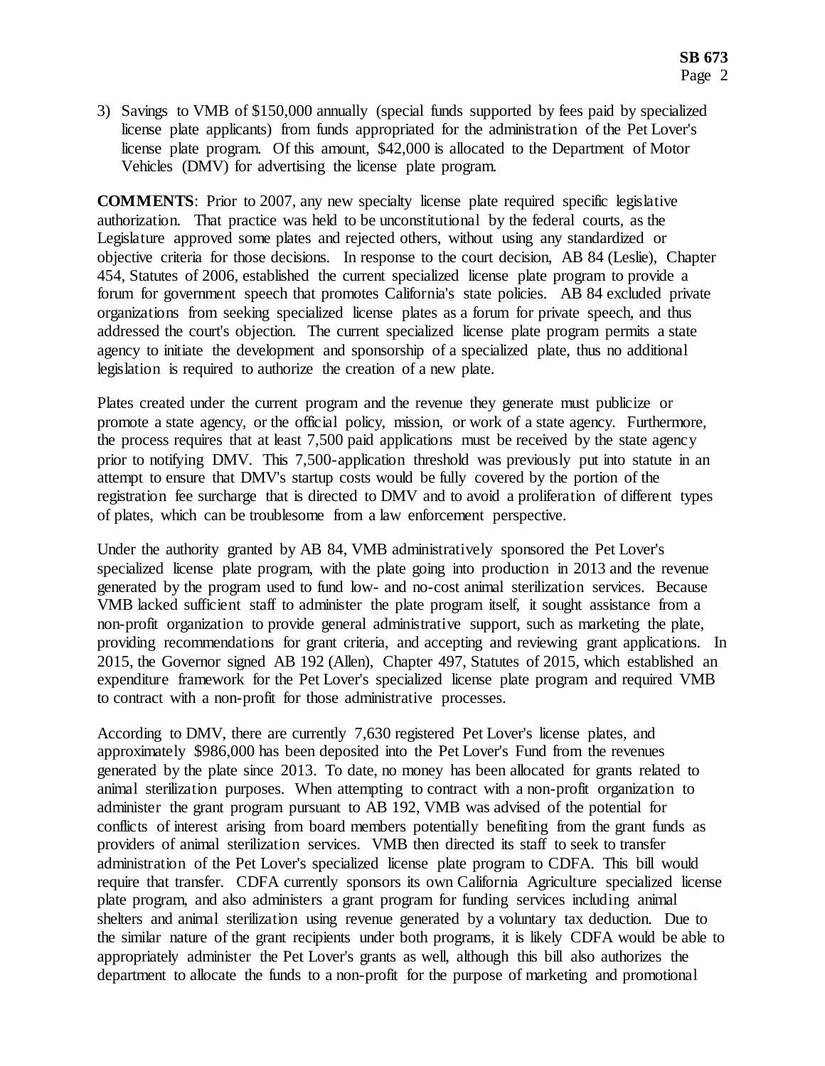3) Savings to VMB of $150,000 annually (special funds supported by fees paid by specialized license plate applicants) from funds appropriated for the administration of the Pet Lover's license plate program. Of this amount, $42,000 is allocated to the Department of Motor Vehicles (DMV) for advertising the license plate program.

**COMMENTS**: Prior to 2007, any new specialty license plate required specific legislative authorization. That practice was held to be unconstitutional by the federal courts, as the Legislature approved some plates and rejected others, without using any standardized or objective criteria for those decisions. In response to the court decision, AB 84 (Leslie), Chapter 454, Statutes of 2006, established the current specialized license plate program to provide a forum for government speech that promotes California's state policies. AB 84 excluded private organizations from seeking specialized license plates as a forum for private speech, and thus addressed the court's objection. The current specialized license plate program permits a state agency to initiate the development and sponsorship of a specialized plate, thus no additional legislation is required to authorize the creation of a new plate.

Plates created under the current program and the revenue they generate must publicize or promote a state agency, or the official policy, mission, or work of a state agency. Furthermore, the process requires that at least 7,500 paid applications must be received by the state agency prior to notifying DMV. This 7,500-application threshold was previously put into statute in an attempt to ensure that DMV's startup costs would be fully covered by the portion of the registration fee surcharge that is directed to DMV and to avoid a proliferation of different types of plates, which can be troublesome from a law enforcement perspective.

Under the authority granted by AB 84, VMB administratively sponsored the Pet Lover's specialized license plate program, with the plate going into production in 2013 and the revenue generated by the program used to fund low- and no-cost animal sterilization services. Because VMB lacked sufficient staff to administer the plate program itself, it sought assistance from a non-profit organization to provide general administrative support, such as marketing the plate, providing recommendations for grant criteria, and accepting and reviewing grant applications. In 2015, the Governor signed AB 192 (Allen), Chapter 497, Statutes of 2015, which established an expenditure framework for the Pet Lover's specialized license plate program and required VMB to contract with a non-profit for those administrative processes.

According to DMV, there are currently 7,630 registered Pet Lover's license plates, and approximately $986,000 has been deposited into the Pet Lover's Fund from the revenues generated by the plate since 2013. To date, no money has been allocated for grants related to animal sterilization purposes. When attempting to contract with a non-profit organization to administer the grant program pursuant to AB 192, VMB was advised of the potential for conflicts of interest arising from board members potentially benefiting from the grant funds as providers of animal sterilization services. VMB then directed its staff to seek to transfer administration of the Pet Lover's specialized license plate program to CDFA. This bill would require that transfer. CDFA currently sponsors its own California Agriculture specialized license plate program, and also administers a grant program for funding services including animal shelters and animal sterilization using revenue generated by a voluntary tax deduction. Due to the similar nature of the grant recipients under both programs, it is likely CDFA would be able to appropriately administer the Pet Lover's grants as well, although this bill also authorizes the department to allocate the funds to a non-profit for the purpose of marketing and promotional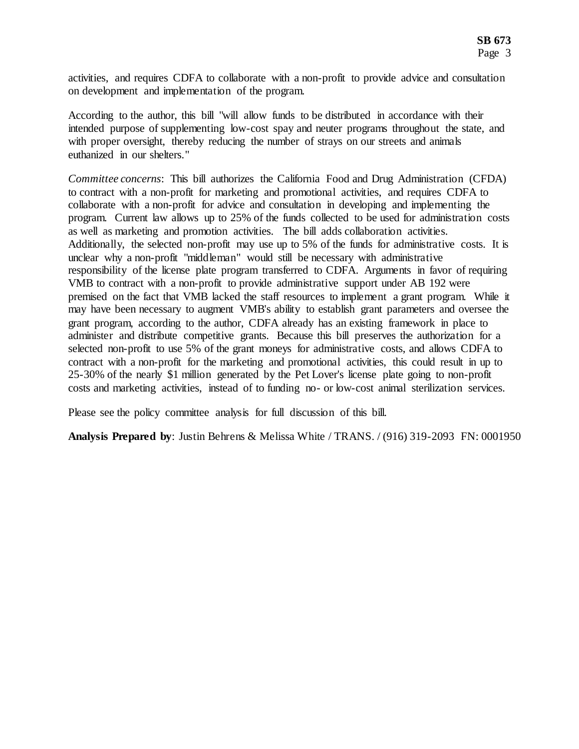activities, and requires CDFA to collaborate with a non-profit to provide advice and consultation on development and implementation of the program.

According to the author, this bill "will allow funds to be distributed in accordance with their intended purpose of supplementing low-cost spay and neuter programs throughout the state, and with proper oversight, thereby reducing the number of strays on our streets and animals euthanized in our shelters."

*Committee concerns*: This bill authorizes the California Food and Drug Administration (CFDA) to contract with a non-profit for marketing and promotional activities, and requires CDFA to collaborate with a non-profit for advice and consultation in developing and implementing the program. Current law allows up to 25% of the funds collected to be used for administration costs as well as marketing and promotion activities. The bill adds collaboration activities. Additionally, the selected non-profit may use up to 5% of the funds for administrative costs. It is unclear why a non-profit "middleman" would still be necessary with administrative responsibility of the license plate program transferred to CDFA. Arguments in favor of requiring VMB to contract with a non-profit to provide administrative support under AB 192 were premised on the fact that VMB lacked the staff resources to implement a grant program. While it may have been necessary to augment VMB's ability to establish grant parameters and oversee the grant program, according to the author, CDFA already has an existing framework in place to administer and distribute competitive grants. Because this bill preserves the authorization for a selected non-profit to use 5% of the grant moneys for administrative costs, and allows CDFA to contract with a non-profit for the marketing and promotional activities, this could result in up to 25-30% of the nearly $1 million generated by the Pet Lover's license plate going to non-profit costs and marketing activities, instead of to funding no- or low-cost animal sterilization services.

Please see the policy committee analysis for full discussion of this bill.

**Analysis Prepared by**: Justin Behrens & Melissa White / TRANS. / (916) 319-2093 FN: 0001950